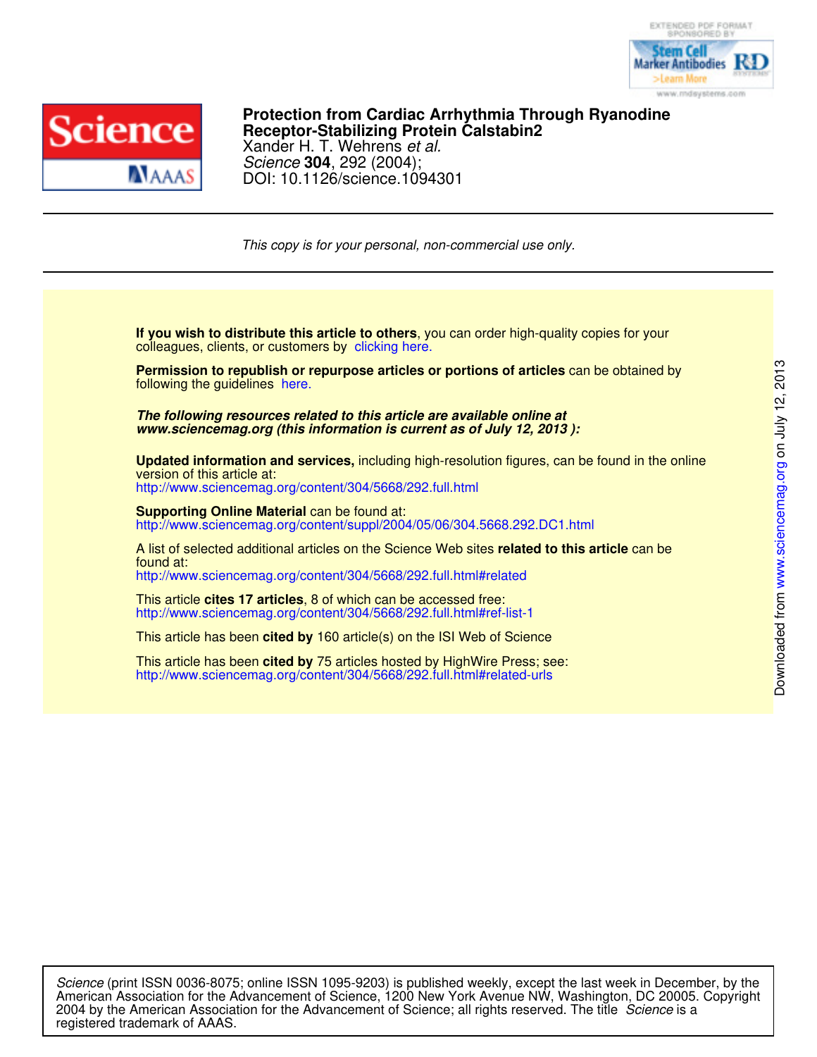# Protection from Cardiac Arrhythmia Through Ryanodine Receptor-Stabilizing Protein Calstabin2

Xander H. T. Wehrens *et al.*

*Science* **304**, 292 (2004);

DOI: 10.1126/science.1094301

*This copy is for your personal, non-commercial use only.*

**If you wish to distribute this article to others**, you can order high-quality copies for your colleagues, clients, or customers by clicking here.

**Permission to republish or repurpose articles or portions of articles** can be obtained by following the guidelines here.

***The following resources related to this article are available online at www.sciencemag.org (this information is current as of July 12, 2013 ):***

**Updated information and services,** including high-resolution figures, can be found in the online version of this article at:
http://www.sciencemag.org/content/304/5668/292.full.html

**Supporting Online Material** can be found at:
http://www.sciencemag.org/content/suppl/2004/05/06/304.5668.292.DC1.html

A list of selected additional articles on the Science Web sites **related to this article** can be found at:
http://www.sciencemag.org/content/304/5668/292.full.html#related

This article **cites 17 articles**, 8 of which can be accessed free:
http://www.sciencemag.org/content/304/5668/292.full.html#ref-list-1

This article has been **cited by** 160 article(s) on the ISI Web of Science

This article has been **cited by** 75 articles hosted by HighWire Press; see:
http://www.sciencemag.org/content/304/5668/292.full.html#related-urls

*Science* (print ISSN 0036-8075; online ISSN 1095-9203) is published weekly, except the last week in December, by the American Association for the Advancement of Science, 1200 New York Avenue NW, Washington, DC 20005. Copyright 2004 by the American Association for the Advancement of Science; all rights reserved. The title *Science* is a registered trademark of AAAS.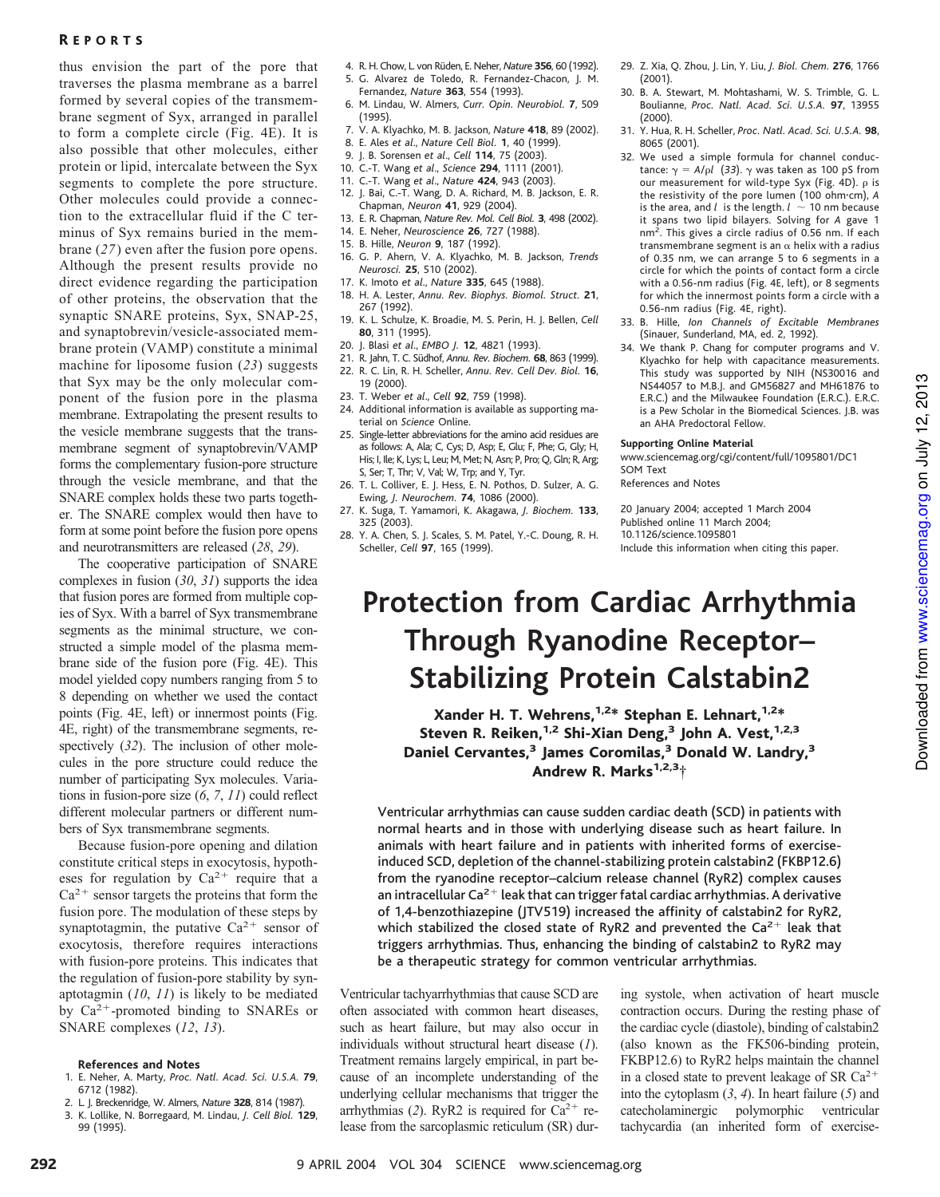thus envision the part of the pore that traverses the plasma membrane as a barrel formed by several copies of the transmembrane segment of Syx, arranged in parallel to form a complete circle (Fig. 4E). It is also possible that other molecules, either protein or lipid, intercalate between the Syx segments to complete the pore structure. Other molecules could provide a connection to the extracellular fluid if the C terminus of Syx remains buried in the membrane (*27*) even after the fusion pore opens. Although the present results provide no direct evidence regarding the participation of other proteins, the observation that the synaptic SNARE proteins, Syx, SNAP-25, and synaptobrevin/vesicle-associated membrane protein (VAMP) constitute a minimal machine for liposome fusion (*23*) suggests that Syx may be the only molecular component of the fusion pore in the plasma membrane. Extrapolating the present results to the vesicle membrane suggests that the transmembrane segment of synaptobrevin/VAMP forms the complementary fusion-pore structure through the vesicle membrane, and that the SNARE complex holds these two parts together. The SNARE complex would then have to form at some point before the fusion pore opens and neurotransmitters are released (*28*, *29*).

The cooperative participation of SNARE complexes in fusion (*30*, *31*) supports the idea that fusion pores are formed from multiple copies of Syx. With a barrel of Syx transmembrane segments as the minimal structure, we constructed a simple model of the plasma membrane side of the fusion pore (Fig. 4E). This model yielded copy numbers ranging from 5 to 8 depending on whether we used the contact points (Fig. 4E, left) or innermost points (Fig. 4E, right) of the transmembrane segments, respectively (*32*). The inclusion of other molecules in the pore structure could reduce the number of participating Syx molecules. Variations in fusion-pore size (*6*, *7*, *11*) could reflect different molecular partners or different numbers of Syx transmembrane segments.

Because fusion-pore opening and dilation constitute critical steps in exocytosis, hypotheses for regulation by $Ca^{2+}$ require that a $Ca^{2+}$ sensor targets the proteins that form the fusion pore. The modulation of these steps by synaptotagmin, the putative $Ca^{2+}$ sensor of exocytosis, therefore requires interactions with fusion-pore proteins. This indicates that the regulation of fusion-pore stability by synaptotagmin (*10*, *11*) is likely to be mediated by $Ca^{2+}$-promoted binding to SNAREs or SNARE complexes (*12*, *13*).

### References and Notes

1. E. Neher, A. Marty, *Proc. Natl. Acad. Sci. U.S.A.* **79**, 6712 (1982).
2. L. J. Breckenridge, W. Almers, *Nature* **328**, 814 (1987).
3. K. Lollike, N. Borregaard, M. Lindau, *J. Cell Biol.* **129**, 99 (1995).
4. R. H. Chow, L. von Rüden, E. Neher, *Nature* **356**, 60 (1992).
5. G. Alvarez de Toledo, R. Fernandez-Chacon, J. M. Fernandez, *Nature* **363**, 554 (1993).
6. M. Lindau, W. Almers, *Curr. Opin. Neurobiol.* **7**, 509 (1995).
7. V. A. Klyachko, M. B. Jackson, *Nature* **418**, 89 (2002).
8. E. Ales *et al.*, *Nature Cell Biol.* **1**, 40 (1999).
9. J. B. Sorensen *et al.*, *Cell* **114**, 75 (2003).
10. C.-T. Wang *et al.*, *Science* **294**, 1111 (2001).
11. C.-T. Wang *et al.*, *Nature* **424**, 943 (2003).
12. J. Bai, C.-T. Wang, D. A. Richard, M. B. Jackson, E. R. Chapman, *Neuron* **41**, 929 (2004).
13. E. R. Chapman, *Nature Rev. Mol. Cell Biol.* **3**, 498 (2002).
14. E. Neher, *Neuroscience* **26**, 727 (1988).
15. B. Hille, *Neuron* **9**, 187 (1992).
16. G. P. Ahern, V. A. Klyachko, M. B. Jackson, *Trends Neurosci.* **25**, 510 (2002).
17. K. Imoto *et al.*, *Nature* **335**, 645 (1988).
18. H. A. Lester, *Annu. Rev. Biophys. Biomol. Struct.* **21**, 267 (1992).
19. K. L. Schulze, K. Broadie, M. S. Perin, H. J. Bellen, *Cell* **80**, 311 (1995).
20. J. Blasi *et al.*, *EMBO J.* **12**, 4821 (1993).
21. R. Jahn, T. C. Südhof, *Annu. Rev. Biochem.* **68**, 863 (1999).
22. R. C. Lin, R. H. Scheller, *Annu. Rev. Cell Dev. Biol.* **16**, 19 (2000).
23. T. Weber *et al.*, *Cell* **92**, 759 (1998).
24. Additional information is available as supporting material on *Science* Online.
25. Single-letter abbreviations for the amino acid residues are as follows: A, Ala; C, Cys; D, Asp; E, Glu; F, Phe; G, Gly; H, His; I, Ile; K, Lys; L, Leu; M, Met; N, Asn; P, Pro; Q, Gln; R, Arg; S, Ser; T, Thr; V, Val; W, Trp; and Y, Tyr.
26. T. L. Colliver, E. J. Hess, E. N. Pothos, D. Sulzer, A. G. Ewing, *J. Neurochem.* **74**, 1086 (2000).
27. K. Suga, T. Yamamori, K. Akagawa, *J. Biochem.* **133**, 325 (2003).
28. Y. A. Chen, S. J. Scales, S. M. Patel, Y.-C. Doung, R. H. Scheller, *Cell* **97**, 165 (1999).
29. Z. Xia, Q. Zhou, J. Lin, Y. Liu, *J. Biol. Chem.* **276**, 1766 (2001).
30. B. A. Stewart, M. Mohtashami, W. S. Trimble, G. L. Boulianne, *Proc. Natl. Acad. Sci. U.S.A.* **97**, 13955 (2000).
31. Y. Hua, R. H. Scheller, *Proc. Natl. Acad. Sci. U.S.A.* **98**, 8065 (2001).
32. We used a simple formula for channel conductance: $\gamma = A/\rho l$ (*33*). $\gamma$ was taken as 100 pS from our measurement for wild-type Syx (Fig. 4D). $\rho$ is the resistivity of the pore lumen (100 ohm·cm), $A$ is the area, and $l$ is the length. $l \sim 10$ nm because it spans two lipid bilayers. Solving for $A$ gave 1 $nm^2$. This gives a circle radius of 0.56 nm. If each transmembrane segment is an $\alpha$ helix with a radius of 0.35 nm, we can arrange 5 to 6 segments in a circle for which the points of contact form a circle with a 0.56-nm radius (Fig. 4E, left), or 8 segments for which the innermost points form a circle with a 0.56-nm radius (Fig. 4E, right).
33. B. Hille, *Ion Channels of Excitable Membranes* (Sinauer, Sunderland, MA, ed. 2, 1992).
34. We thank P. Chang for computer programs and V. Klyachko for help with capacitance measurements. This study was supported by NIH (NS30016 and NS44057 to M.B.J. and GM56827 and MH61876 to E.R.C.) and the Milwaukee Foundation (E.R.C.). E.R.C. is a Pew Scholar in the Biomedical Sciences. J.B. was an AHA Predoctoral Fellow.

**Supporting Online Material**
www.sciencemag.org/cgi/content/full/1095801/DC1
SOM Text
References and Notes

20 January 2004; accepted 1 March 2004
Published online 11 March 2004;
10.1126/science.1095801
Include this information when citing this paper.

# Protection from Cardiac Arrhythmia Through Ryanodine Receptor–Stabilizing Protein Calstabin2

**Xander H. T. Wehrens,[1,2]* Stephan E. Lehnart,[1,2]* Steven R. Reiken,[1,2] Shi-Xian Deng,[3] John A. Vest,[1,2,3] Daniel Cervantes,[3] James Coromilas,[3] Donald W. Landry,[3] Andrew R. Marks[1,2,3]†**

**Ventricular arrhythmias can cause sudden cardiac death (SCD) in patients with normal hearts and in those with underlying disease such as heart failure. In animals with heart failure and in patients with inherited forms of exercise-induced SCD, depletion of the channel-stabilizing protein calstabin2 (FKBP12.6) from the ryanodine receptor–calcium release channel (RyR2) complex causes an intracellular $Ca^{2+}$ leak that can trigger fatal cardiac arrhythmias. A derivative of 1,4-benzothiazepine (JTV519) increased the affinity of calstabin2 for RyR2, which stabilized the closed state of RyR2 and prevented the $Ca^{2+}$ leak that triggers arrhythmias. Thus, enhancing the binding of calstabin2 to RyR2 may be a therapeutic strategy for common ventricular arrhythmias.**

Ventricular tachyarrhythmias that cause SCD are often associated with common heart diseases, such as heart failure, but may also occur in individuals without structural heart disease (*1*). Treatment remains largely empirical, in part because of an incomplete understanding of the underlying cellular mechanisms that trigger the arrhythmias (*2*). RyR2 is required for $Ca^{2+}$ release from the sarcoplasmic reticulum (SR) during systole, when activation of heart muscle contraction occurs. During the resting phase of the cardiac cycle (diastole), binding of calstabin2 (also known as the FK506-binding protein, FKBP12.6) to RyR2 helps maintain the channel in a closed state to prevent leakage of SR $Ca^{2+}$ into the cytoplasm (*3*, *4*). In heart failure (*5*) and catecholaminergic polymorphic ventricular tachycardia (an inherited form of exercise-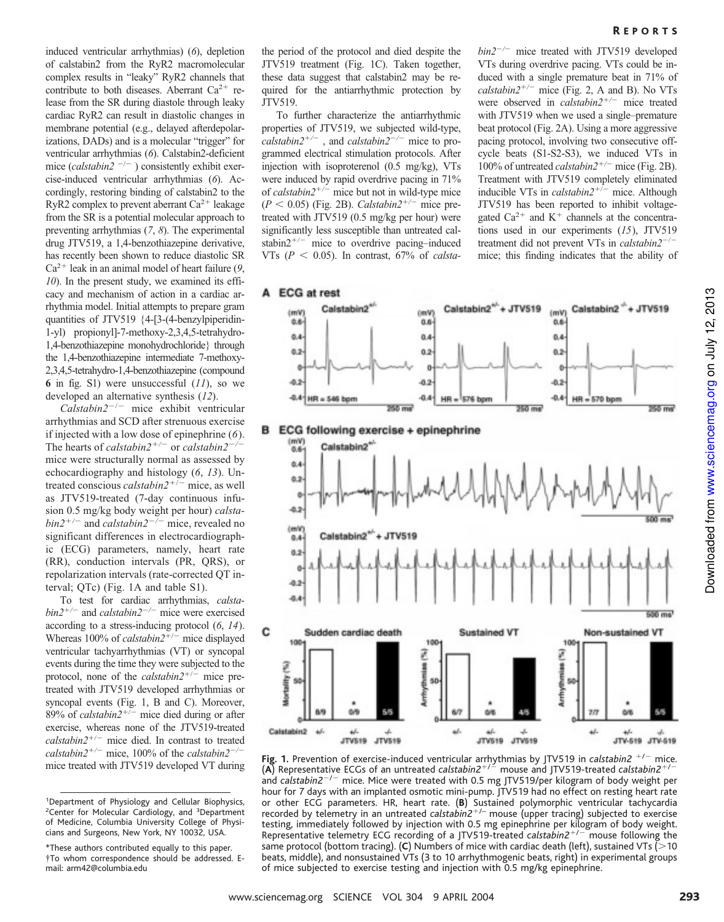induced ventricular arrhythmias) (*6*), depletion of calstabin2 from the RyR2 macromolecular complex results in "leaky" RyR2 channels that contribute to both diseases. Aberrant $Ca^{2+}$ release from the SR during diastole through leaky cardiac RyR2 can result in diastolic changes in membrane potential (e.g., delayed afterdepolarizations, DADs) and is a molecular "trigger" for ventricular arrhythmias (*6*). Calstabin2-deficient mice (*calstabin2* $^{-/-}$) consistently exhibit exercise-induced ventricular arrhythmias (*6*). Accordingly, restoring binding of calstabin2 to the RyR2 complex to prevent aberrant $Ca^{2+}$ leakage from the SR is a potential molecular approach to preventing arrhythmias (*7*, *8*). The experimental drug JTV519, a 1,4-benzothiazepine derivative, has recently been shown to reduce diastolic SR $Ca^{2+}$ leak in an animal model of heart failure (*9*, *10*). In the present study, we examined its efficacy and mechanism of action in a cardiac arrhythmia model. Initial attempts to prepare gram quantities of JTV519 {4-[3-(4-benzylpiperidin-1-yl) propionyl]-7-methoxy-2,3,4,5-tetrahydro-1,4-benzothiazepine monohydrochloride} through the 1,4-benzothiazepine intermediate 7-methoxy-2,3,4,5-tetrahydro-1,4-benzothiazepine (compound **6** in fig. S1) were unsuccessful (*11*), so we developed an alternative synthesis (*12*).

*Calstabin2*$^{-/-}$ mice exhibit ventricular arrhythmias and SCD after strenuous exercise if injected with a low dose of epinephrine (*6*). The hearts of *calstabin2*$^{+/-}$ or *calstabin2*$^{-/-}$ mice were structurally normal as assessed by echocardiography and histology (*6*, *13*). Untreated conscious *calstabin2*$^{+/-}$ mice, as well as JTV519-treated (7-day continuous infusion 0.5 mg/kg body weight per hour) *calstabin2*$^{+/-}$ and *calstabin2*$^{-/-}$ mice, revealed no significant differences in electrocardiographic (ECG) parameters, namely, heart rate (RR), conduction intervals (PR, QRS), or repolarization intervals (rate-corrected QT interval; QTc) (Fig. 1A and table S1).

To test for cardiac arrhythmias, *calstabin2*$^{+/-}$ and *calstabin2*$^{-/-}$ mice were exercised according to a stress-inducing protocol (*6*, *14*). Whereas 100% of *calstabin2*$^{+/-}$ mice displayed ventricular tachyarrhythmias (VT) or syncopal events during the time they were subjected to the protocol, none of the *calstabin2*$^{+/-}$ mice pretreated with JTV519 developed arrhythmias or syncopal events (Fig. 1, B and C). Moreover, 89% of *calstabin2*$^{+/-}$ mice died during or after exercise, whereas none of the JTV519-treated *calstabin2*$^{+/-}$ mice died. In contrast to treated *calstabin2*$^{+/-}$ mice, 100% of the *calstabin2*$^{-/-}$ mice treated with JTV519 developed VT during the period of the protocol and died despite the JTV519 treatment (Fig. 1C). Taken together, these data suggest that calstabin2 may be required for the antiarrhythmic protection by JTV519.

To further characterize the antiarrhythmic properties of JTV519, we subjected wild-type, *calstabin2*$^{+/-}$, and *calstabin2*$^{-/-}$ mice to programmed electrical stimulation protocols. After injection with isoproterenol (0.5 mg/kg), VTs were induced by rapid overdrive pacing in 71% of *calstabin2*$^{+/-}$ mice but not in wild-type mice ($P < 0.05$) (Fig. 2B). *Calstabin2*$^{+/-}$ mice pretreated with JTV519 (0.5 mg/kg per hour) were significantly less susceptible than untreated calstabin2$^{+/-}$ mice to overdrive pacing–induced VTs ($P < 0.05$). In contrast, 67% of *calstabin2*$^{-/-}$ mice treated with JTV519 developed VTs during overdrive pacing. VTs could be induced with a single premature beat in 71% of *calstabin2*$^{+/-}$ mice (Fig. 2, A and B). No VTs were observed in *calstabin2*$^{+/-}$ mice treated with JTV519 when we used a single–premature beat protocol (Fig. 2A). Using a more aggressive pacing protocol, involving two consecutive off-cycle beats (S1-S2-S3), we induced VTs in 100% of untreated *calstabin2*$^{+/-}$ mice (Fig. 2B). Treatment with JTV519 completely eliminated inducible VTs in *calstabin2*$^{+/-}$ mice. Although JTV519 has been reported to inhibit voltage-gated $Ca^{2+}$ and $K^{+}$ channels at the concentrations used in our experiments (*15*), JTV519 treatment did not prevent VTs in *calstabin2*$^{-/-}$ mice; this finding indicates that the ability of

**Fig. 1.** Prevention of exercise-induced ventricular arrhythmias by JTV519 in *calstabin2* $^{+/-}$ mice. (**A**) Representative ECGs of an untreated *calstabin2*$^{+/-}$ mouse and JTV519-treated *calstabin2*$^{+/-}$ and *calstabin2*$^{-/-}$ mice. Mice were treated with 0.5 mg JTV519/per kilogram of body weight per hour for 7 days with an implanted osmotic mini-pump. JTV519 had no effect on resting heart rate or other ECG parameters. HR, heart rate. (**B**) Sustained polymorphic ventricular tachycardia recorded by telemetry in an untreated *calstabin2*$^{+/-}$ mouse (upper tracing) subjected to exercise testing, immediately followed by injection with 0.5 mg epinephrine per kilogram of body weight. Representative telemetry ECG recording of a JTV519-treated *calstabin2*$^{+/-}$ mouse following the same protocol (bottom tracing). (**C**) Numbers of mice with cardiac death (left), sustained VTs (>10 beats, middle), and nonsustained VTs (3 to 10 arrhythmogenic beats, right) in experimental groups of mice subjected to exercise testing and injection with 0.5 mg/kg epinephrine.

[1] Department of Physiology and Cellular Biophysics, [2] Center for Molecular Cardiology, and [3] Department of Medicine, Columbia University College of Physicians and Surgeons, New York, NY 10032, USA.

*These authors contributed equally to this paper.
†To whom correspondence should be addressed. E-mail: arm42@columbia.edu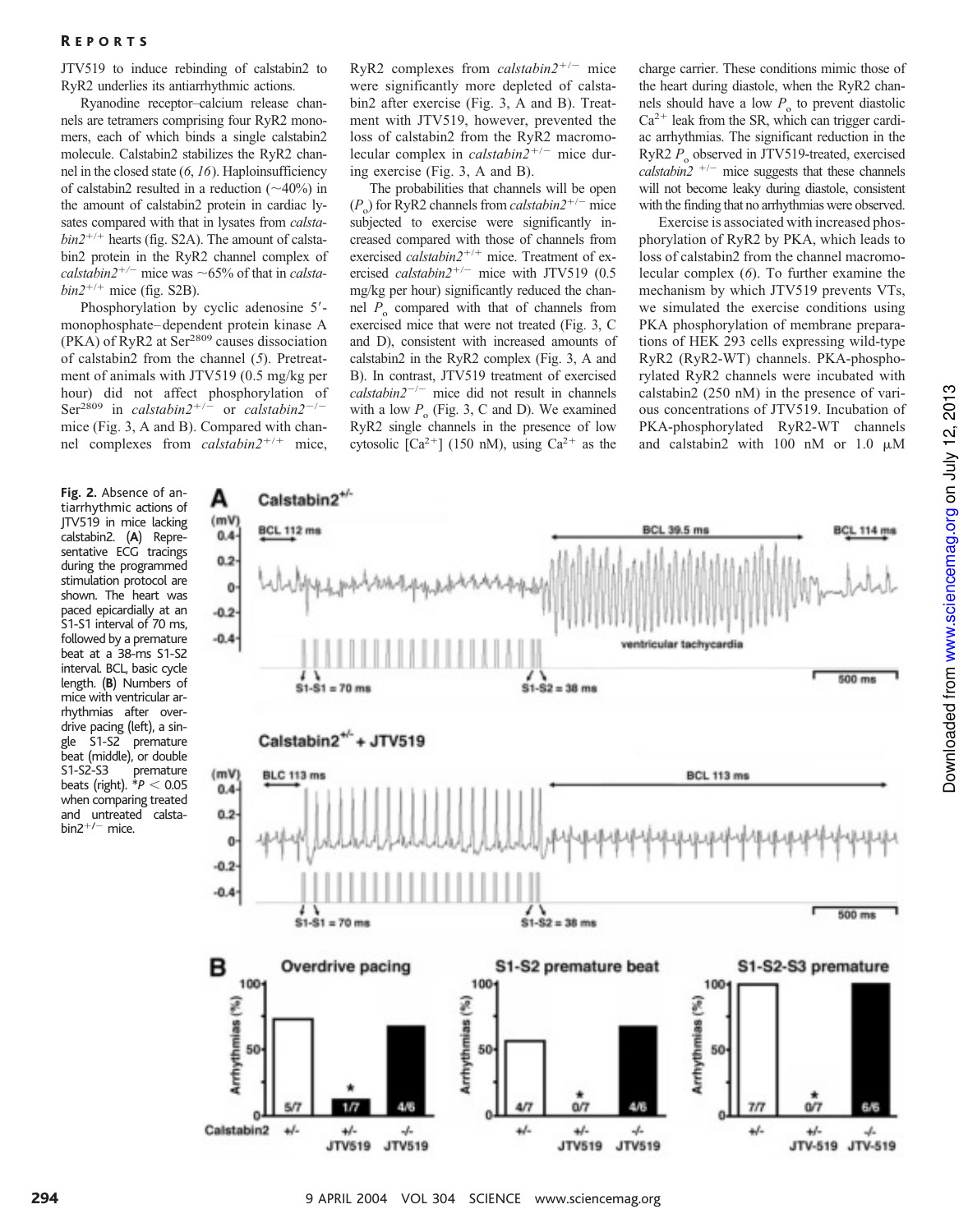JTV519 to induce rebinding of calstabin2 to RyR2 underlies its antiarrhythmic actions.

Ryanodine receptor–calcium release channels are tetramers comprising four RyR2 monomers, each of which binds a single calstabin2 molecule. Calstabin2 stabilizes the RyR2 channel in the closed state (*6*, *16*). Haploinsufficiency of calstabin2 resulted in a reduction (~40%) in the amount of calstabin2 protein in cardiac lysates compared with that in lysates from *calstabin2*$^{+/+}$ hearts (fig. S2A). The amount of calstabin2 protein in the RyR2 channel complex of *calstabin2*$^{+/-}$ mice was ~65% of that in *calstabin2*$^{+/+}$ mice (fig. S2B).

Phosphorylation by cyclic adenosine 5′-monophosphate–dependent protein kinase A (PKA) of RyR2 at $Ser^{2809}$ causes dissociation of calstabin2 from the channel (*5*). Pretreatment of animals with JTV519 (0.5 mg/kg per hour) did not affect phosphorylation of $Ser^{2809}$ in *calstabin2*$^{+/-}$ or *calstabin2*$^{-/-}$ mice (Fig. 3, A and B). Compared with channel complexes from *calstabin2*$^{+/+}$ mice, RyR2 complexes from *calstabin2*$^{+/-}$ mice were significantly more depleted of calstabin2 after exercise (Fig. 3, A and B). Treatment with JTV519, however, prevented the loss of calstabin2 from the RyR2 macromolecular complex in *calstabin2*$^{+/-}$ mice during exercise (Fig. 3, A and B).

The probabilities that channels will be open ($P_o$) for RyR2 channels from *calstabin2*$^{+/-}$ mice subjected to exercise were significantly increased compared with those of channels from exercised *calstabin2*$^{+/+}$ mice. Treatment of exercised *calstabin2*$^{+/-}$ mice with JTV519 (0.5 mg/kg per hour) significantly reduced the channel $P_o$ compared with that of channels from exercised mice that were not treated (Fig. 3, C and D), consistent with increased amounts of calstabin2 in the RyR2 complex (Fig. 3, A and B). In contrast, JTV519 treatment of exercised *calstabin2*$^{-/-}$ mice did not result in channels with a low $P_o$ (Fig. 3, C and D). We examined RyR2 single channels in the presence of low cytosolic $[Ca^{2+}]$ (150 nM), using $Ca^{2+}$ as the charge carrier. These conditions mimic those of the heart during diastole, when the RyR2 channels should have a low $P_o$ to prevent diastolic $Ca^{2+}$ leak from the SR, which can trigger cardiac arrhythmias. The significant reduction in the RyR2 $P_o$ observed in JTV519-treated, exercised *calstabin2* $^{+/-}$ mice suggests that these channels will not become leaky during diastole, consistent with the finding that no arrhythmias were observed.

Exercise is associated with increased phosphorylation of RyR2 by PKA, which leads to loss of calstabin2 from the channel macromolecular complex (*6*). To further examine the mechanism by which JTV519 prevents VTs, we simulated the exercise conditions using PKA phosphorylation of membrane preparations of HEK 293 cells expressing wild-type RyR2 (RyR2-WT) channels. PKA-phosphorylated RyR2 channels were incubated with calstabin2 (250 nM) in the presence of various concentrations of JTV519. Incubation of PKA-phosphorylated RyR2-WT channels and calstabin2 with 100 nM or 1.0 μM

**Fig. 2.** Absence of antiarrhythmic actions of JTV519 in mice lacking calstabin2. (**A**) Representative ECG tracings during the programmed stimulation protocol are shown. The heart was paced epicardially at an S1-S1 interval of 70 ms, followed by a premature beat at a 38-ms S1-S2 interval. BCL, basic cycle length. (**B**) Numbers of mice with ventricular arrhythmias after overdrive pacing (left), a single S1-S2 premature beat (middle), or double S1-S2-S3 premature beats (right). *$P < 0.05$ when comparing treated and untreated calstabin2$^{+/-}$ mice.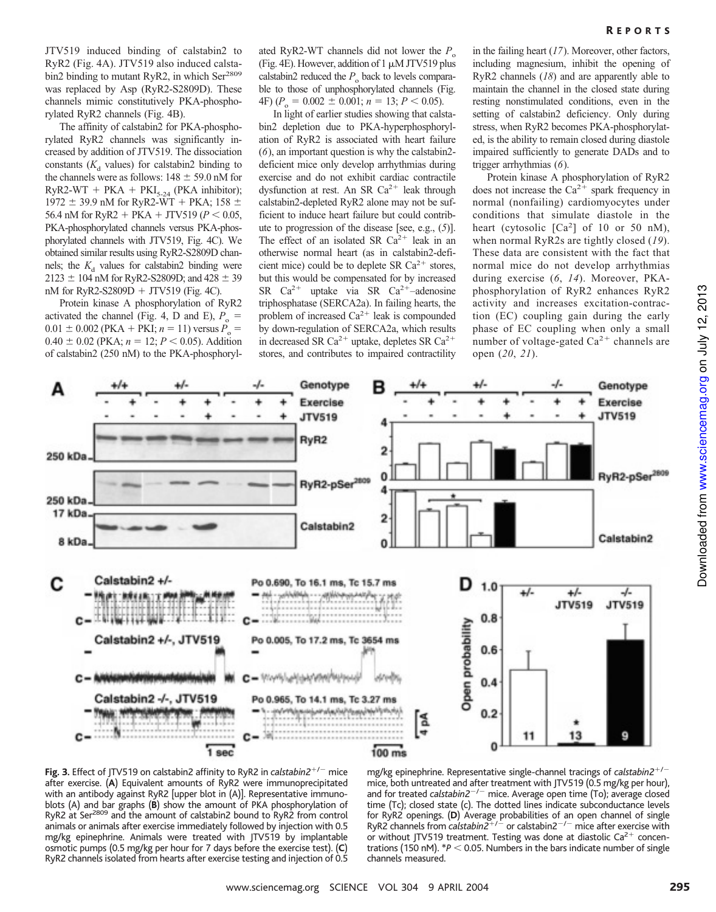JTV519 induced binding of calstabin2 to RyR2 (Fig. 4A). JTV519 also induced calstabin2 binding to mutant RyR2, in which $Ser^{2809}$ was replaced by Asp (RyR2-S2809D). These channels mimic constitutively PKA-phosphorylated RyR2 channels (Fig. 4B).

The affinity of calstabin2 for PKA-phosphorylated RyR2 channels was significantly increased by addition of JTV519. The dissociation constants ($K_d$ values) for calstabin2 binding to the channels were as follows: 148 ± 59.0 nM for RyR2-WT + PKA + $PKI_{5-24}$ (PKA inhibitor); 1972 ± 39.9 nM for RyR2-WT + PKA; 158 ± 56.4 nM for RyR2 + PKA + JTV519 ($P < 0.05$, PKA-phosphorylated channels versus PKA-phosphorylated channels with JTV519, Fig. 4C). We obtained similar results using RyR2-S2809D channels; the $K_d$ values for calstabin2 binding were 2123 ± 104 nM for RyR2-S2809D; and 428 ± 39 nM for RyR2-S2809D + JTV519 (Fig. 4C).

Protein kinase A phosphorylation of RyR2 activated the channel (Fig. 4, D and E), $P_o$ = 0.01 ± 0.002 (PKA + PKI; $n$ = 11) versus $P_o$ = 0.40 ± 0.02 (PKA; $n$ = 12; $P < 0.05$). Addition of calstabin2 (250 nM) to the PKA-phosphorylated RyR2-WT channels did not lower the $P_o$ (Fig. 4E). However, addition of 1 μM JTV519 plus calstabin2 reduced the $P_o$ back to levels comparable to those of unphosphorylated channels (Fig. 4F) ($P_o$ = 0.002 ± 0.001; $n$ = 13; $P < 0.05$).

In light of earlier studies showing that calstabin2 depletion due to PKA-hyperphosphorylation of RyR2 is associated with heart failure (*6*), an important question is why the calstabin2-deficient mice only develop arrhythmias during exercise and do not exhibit cardiac contractile dysfunction at rest. An SR $Ca^{2+}$ leak through calstabin2-depleted RyR2 alone may not be sufficient to induce heart failure but could contribute to progression of the disease [see, e.g., (*5*)]. The effect of an isolated SR $Ca^{2+}$ leak in an otherwise normal heart (as in calstabin2-deficient mice) could be to deplete SR $Ca^{2+}$ stores, but this would be compensated for by increased SR $Ca^{2+}$ uptake via SR $Ca^{2+}$–adenosine triphosphatase (SERCA2a). In failing hearts, the problem of increased $Ca^{2+}$ leak is compounded by down-regulation of SERCA2a, which results in decreased SR $Ca^{2+}$ uptake, depletes SR $Ca^{2+}$ stores, and contributes to impaired contractility in the failing heart (*17*). Moreover, other factors, including magnesium, inhibit the opening of RyR2 channels (*18*) and are apparently able to maintain the channel in the closed state during resting nonstimulated conditions, even in the setting of calstabin2 deficiency. Only during stress, when RyR2 becomes PKA-phosphorylated, is the ability to remain closed during diastole impaired sufficiently to generate DADs and to trigger arrhythmias (*6*).

Protein kinase A phosphorylation of RyR2 does not increase the $Ca^{2+}$ spark frequency in normal (nonfailing) cardiomyocytes under conditions that simulate diastole in the heart (cytosolic $[Ca^{2}]$ of 10 or 50 nM), when normal RyR2s are tightly closed (*19*). These data are consistent with the fact that normal mice do not develop arrhythmias during exercise (*6*, *14*). Moreover, PKA-phosphorylation of RyR2 enhances RyR2 activity and increases excitation-contraction (EC) coupling gain during the early phase of EC coupling when only a small number of voltage-gated $Ca^{2+}$ channels are open (*20*, *21*).

**Fig. 3.** Effect of JTV519 on calstabin2 affinity to RyR2 in *calstabin2*$^{+/-}$ mice after exercise. (**A**) Equivalent amounts of RyR2 were immunoprecipitated with an antibody against RyR2 [upper blot in (A)]. Representative immunoblots (A) and bar graphs (**B**) show the amount of PKA phosphorylation of RyR2 at $Ser^{2809}$ and the amount of calstabin2 bound to RyR2 from control animals or animals after exercise immediately followed by injection with 0.5 mg/kg epinephrine. Animals were treated with JTV519 by implantable osmotic pumps (0.5 mg/kg per hour for 7 days before the exercise test). (**C**) RyR2 channels isolated from hearts after exercise testing and injection of 0.5 mg/kg epinephrine. Representative single-channel tracings of *calstabin2*$^{+/-}$ mice, both untreated and after treatment with JTV519 (0.5 mg/kg per hour), and for treated *calstabin2*$^{-/-}$ mice. Average open time (To); average closed time (Tc); closed state (c). The dotted lines indicate subconductance levels for RyR2 openings. (**D**) Average probabilities of an open channel of single RyR2 channels from *calstabin2*$^{+/-}$ or calstabin2$^{-/-}$ mice after exercise with or without JTV519 treatment. Testing was done at diastolic $Ca^{2+}$ concentrations (150 nM). $*P < 0.05$. Numbers in the bars indicate number of single channels measured.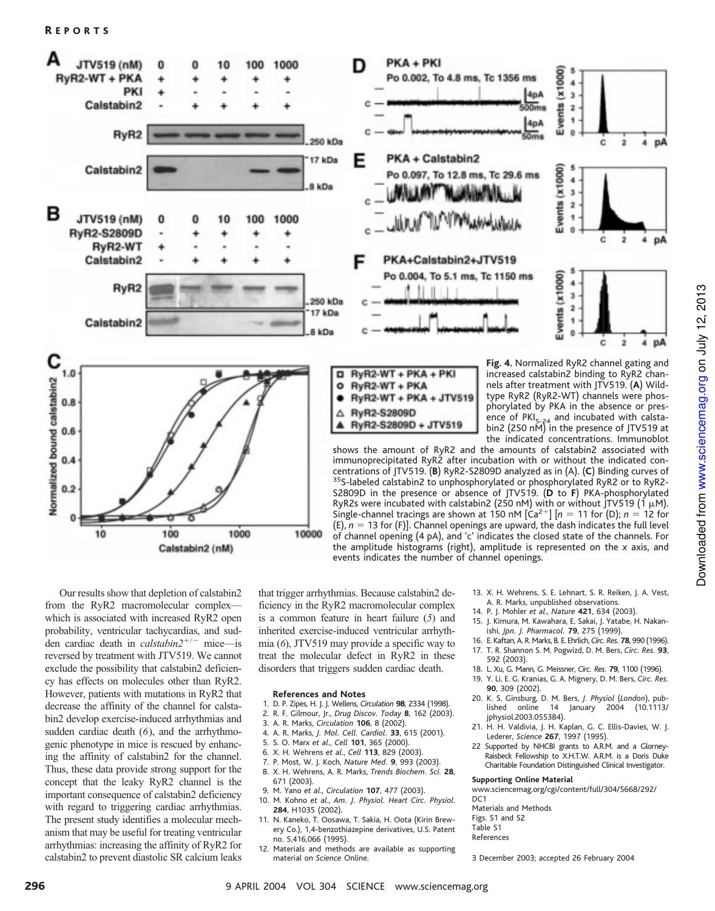A JTV519 (nM) 0 0 10 100 1000

RyR2-WT + PKA + + + + +

PKI + - - - -

Calstabin2 - + + + +

RyR2

Calstabin2

250 kDa

17 kDa

8 kDa

B JTV519 (nM) 0 0 10 100 1000

RyR2-S2809D - + + + +

RyR2-WT + - - - -

Calstabin2 - + + + +

RyR2

Calstabin2

250 kDa

17 kDa

8 kDa

C

Normalized bound calstabin2

Calstabin2 (nM)

RyR2-WT + PKA + PKI

RyR2-WT + PKA

RyR2-WT + PKA + JTV519

RyR2-S2809D

RyR2-S2809D + JTV519

D PKA + PKI

Po 0.002, To 4.8 ms, Tc 1356 ms

E PKA + Calstabin2

Po 0.097, To 12.8 ms, Tc 29.6 ms

F PKA+Calstabin2+JTV519

Po 0.004, To 5.1 ms, Tc 1150 ms

4pA 500ms

4pA 50ms

Events (x1000)

pA

**Fig. 4.** Normalized RyR2 channel gating and increased calstabin2 binding to RyR2 channels after treatment with JTV519. (**A**) Wild-type RyR2 (RyR2-WT) channels were phosphorylated by PKA in the absence or presence of $PKI_{5-24}$ and incubated with calstabin2 (250 nM) in the presence of JTV519 at the indicated concentrations. Immunoblot shows the amount of RyR2 and the amounts of calstabin2 associated with immunoprecipitated RyR2 after incubation with or without the indicated concentrations of JTV519. (**B**) RyR2-S2809D analyzed as in (A). (**C**) Binding curves of $^{35}$S-labeled calstabin2 to unphosphorylated or phosphorylated RyR2 or to RyR2-S2809D in the presence or absence of JTV519. (**D** to **F**) PKA-phosphorylated RyR2s were incubated with calstabin2 (250 nM) with or without JTV519 (1 μM). Single-channel tracings are shown at 150 nM [$Ca^{2+}$] [$n$ = 11 for (D); $n$ = 12 for (E), $n$ = 13 for (F)]. Channel openings are upward, the dash indicates the full level of channel opening (4 pA), and 'c' indicates the closed state of the channels. For the amplitude histograms (right), amplitude is represented on the $x$ axis, and events indicates the number of channel openings.

Our results show that depletion of calstabin2 from the RyR2 macromolecular complex—which is associated with increased RyR2 open probability, ventricular tachycardias, and sudden cardiac death in *calstabin2*$^{+/-}$ mice—is reversed by treatment with JTV519. We cannot exclude the possibility that calstabin2 deficiency has effects on molecules other than RyR2. However, patients with mutations in RyR2 that decrease the affinity of the channel for calstabin2 develop exercise-induced arrhythmias and sudden cardiac death (*6*), and the arrhythmogenic phenotype in mice is rescued by enhancing the affinity of calstabin2 for the channel. Thus, these data provide strong support for the concept that the leaky RyR2 channel is the important consequence of calstabin2 deficiency with regard to triggering cardiac arrhythmias. The present study identifies a molecular mechanism that may be useful for treating ventricular arrhythmias: increasing the affinity of RyR2 for calstabin2 to prevent diastolic SR calcium leaks that trigger arrhythmias. Because calstabin2 deficiency in the RyR2 macromolecular complex is a common feature in heart failure (*5*) and inherited exercise-induced ventricular arrhythmia (*6*), JTV519 may provide a specific way to treat the molecular defect in RyR2 in these disorders that triggers sudden cardiac death.

### References and Notes

1. D. P. Zipes, H. J. J. Wellens, *Circulation* **98**, 2334 (1998).
2. R. F. Gilmour, Jr., *Drug Discov. Today* **8**, 162 (2003).
3. A. R. Marks, *Circulation* **106**, 8 (2002).
4. A. R. Marks, *J. Mol. Cell. Cardiol.* **33**, 615 (2001).
5. S. O. Marx *et al.*, *Cell* **101**, 365 (2000).
6. X. H. Wehrens *et al.*, *Cell* **113**, 829 (2003).
7. P. Most, W. J. Koch, *Nature Med.* **9**, 993 (2003).
8. X. H. Wehrens, A. R. Marks, *Trends Biochem. Sci.* **28**, 671 (2003).
9. M. Yano *et al.*, *Circulation* **107**, 477 (2003).
10. M. Kohno *et al.*, *Am. J. Physiol. Heart Circ. Physiol.* **284**, H1035 (2002).
11. N. Kaneko, T. Oosawa, T. Sakia, H. Oota (Kirin Brewery Co.), 1,4-benzothiazepine derivatives, U.S. Patent no. 5,416,066 (1995).
12. Materials and methods are available as supporting material on *Science* Online.
13. X. H. Wehrens, S. E. Lehnart, S. R. Reiken, J. A. Vest, A. R. Marks, unpublished observations.
14. P. J. Mohler *et al.*, *Nature* **421**, 634 (2003).
15. J. Kimura, M. Kawahara, E. Sakai, J. Yatabe, H. Nakanishi, *Jpn. J. Pharmacol.* **79**, 275 (1999).
16. E. Kaftan, A. R. Marks, B. E. Ehrlich, *Circ. Res.* **78**, 990 (1996).
17. T. R. Shannon S. M. Pogwizd, D. M. Bers, *Circ. Res.* **93**, 592 (2003).
18. L. Xu, G. Mann, G. Meissner, *Circ. Res.* **79**, 1100 (1996).
19. Y. Li, E. G. Kranias, G. A. Mignery, D. M. Bers, *Circ. Res.* **90**, 309 (2002).
20. K. S. Ginsburg, D. M. Bers, *J. Physiol* (*London*), published online 14 January 2004 (10.1113/jphysiol.2003.055384).
21. H. H. Valdivia, J. H. Kaplan, G. C. Ellis-Davies, W. J. Lederer, *Science* **267**, 1997 (1995).
22. Supported by NHCBI grants to A.R.M. and a Glorney-Raisbeck Fellowship to X.H.T.W. A.R.M. is a Doris Duke Charitable Foundation Distinguished Clinical Investigator.

**Supporting Online Material**

www.sciencemag.org/cgi/content/full/304/5668/292/DC1

Materials and Methods

Figs. S1 and S2

Table S1

References

3 December 2003; accepted 26 February 2004